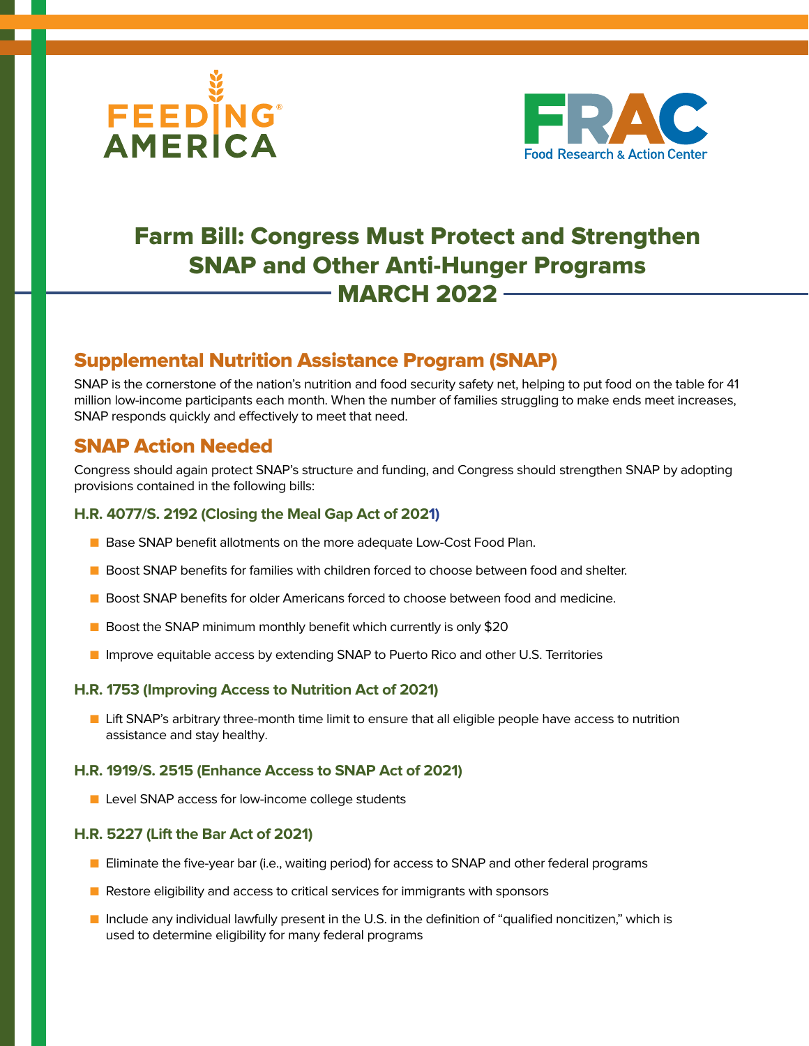FEEDING AMERICA

FRAC Food Research & Action Center

# Farm Bill: Congress Must Protect and Strengthen SNAP and Other Anti-Hunger Programs

## MARCH 2022

## Supplemental Nutrition Assistance Program (SNAP)

SNAP is the cornerstone of the nation's nutrition and food security safety net, helping to put food on the table for 41 million low-income participants each month. When the number of families struggling to make ends meet increases, SNAP responds quickly and effectively to meet that need.

## SNAP Action Needed

Congress should again protect SNAP's structure and funding, and Congress should strengthen SNAP by adopting provisions contained in the following bills:

### H.R. 4077/S. 2192 (Closing the Meal Gap Act of 2021)

- Base SNAP benefit allotments on the more adequate Low-Cost Food Plan.
- Boost SNAP benefits for families with children forced to choose between food and shelter.
- Boost SNAP benefits for older Americans forced to choose between food and medicine.
- Boost the SNAP minimum monthly benefit which currently is only $20
- Improve equitable access by extending SNAP to Puerto Rico and other U.S. Territories

### H.R. 1753 (Improving Access to Nutrition Act of 2021)

- Lift SNAP's arbitrary three-month time limit to ensure that all eligible people have access to nutrition assistance and stay healthy.

### H.R. 1919/S. 2515 (Enhance Access to SNAP Act of 2021)

- Level SNAP access for low-income college students

### H.R. 5227 (Lift the Bar Act of 2021)

- Eliminate the five-year bar (i.e., waiting period) for access to SNAP and other federal programs
- Restore eligibility and access to critical services for immigrants with sponsors
- Include any individual lawfully present in the U.S. in the definition of "qualified noncitizen," which is used to determine eligibility for many federal programs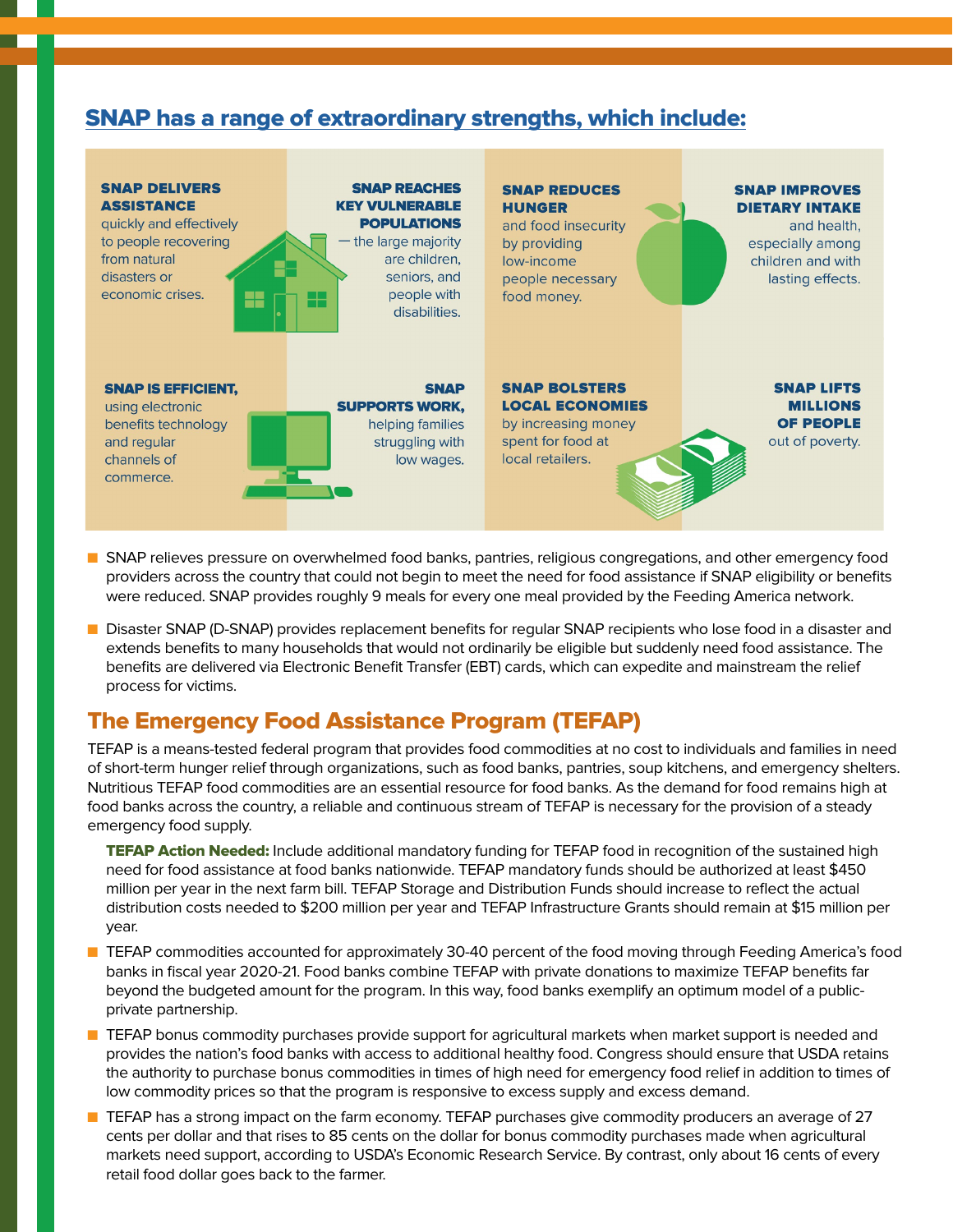## SNAP has a range of extraordinary strengths, which include:

**SNAP DELIVERS ASSISTANCE** quickly and effectively to people recovering from natural disasters or economic crises.

**SNAP REACHES KEY VULNERABLE POPULATIONS** — the large majority are children, seniors, and people with disabilities.

**SNAP REDUCES HUNGER** and food insecurity by providing low-income people necessary food money.

**SNAP IMPROVES DIETARY INTAKE** and health, especially among children and with lasting effects.

**SNAP IS EFFICIENT,** using electronic benefits technology and regular channels of commerce.

**SNAP SUPPORTS WORK,** helping families struggling with low wages.

**SNAP BOLSTERS LOCAL ECONOMIES** by increasing money spent for food at local retailers.

**SNAP LIFTS MILLIONS OF PEOPLE** out of poverty.

- SNAP relieves pressure on overwhelmed food banks, pantries, religious congregations, and other emergency food providers across the country that could not begin to meet the need for food assistance if SNAP eligibility or benefits were reduced. SNAP provides roughly 9 meals for every one meal provided by the Feeding America network.
- Disaster SNAP (D-SNAP) provides replacement benefits for regular SNAP recipients who lose food in a disaster and extends benefits to many households that would not ordinarily be eligible but suddenly need food assistance. The benefits are delivered via Electronic Benefit Transfer (EBT) cards, which can expedite and mainstream the relief process for victims.

## The Emergency Food Assistance Program (TEFAP)

TEFAP is a means-tested federal program that provides food commodities at no cost to individuals and families in need of short-term hunger relief through organizations, such as food banks, pantries, soup kitchens, and emergency shelters. Nutritious TEFAP food commodities are an essential resource for food banks. As the demand for food remains high at food banks across the country, a reliable and continuous stream of TEFAP is necessary for the provision of a steady emergency food supply.

**TEFAP Action Needed:** Include additional mandatory funding for TEFAP food in recognition of the sustained high need for food assistance at food banks nationwide. TEFAP mandatory funds should be authorized at least $450 million per year in the next farm bill. TEFAP Storage and Distribution Funds should increase to reflect the actual distribution costs needed to $200 million per year and TEFAP Infrastructure Grants should remain at $15 million per year.

- TEFAP commodities accounted for approximately 30-40 percent of the food moving through Feeding America's food banks in fiscal year 2020-21. Food banks combine TEFAP with private donations to maximize TEFAP benefits far beyond the budgeted amount for the program. In this way, food banks exemplify an optimum model of a public-private partnership.
- TEFAP bonus commodity purchases provide support for agricultural markets when market support is needed and provides the nation's food banks with access to additional healthy food. Congress should ensure that USDA retains the authority to purchase bonus commodities in times of high need for emergency food relief in addition to times of low commodity prices so that the program is responsive to excess supply and excess demand.
- TEFAP has a strong impact on the farm economy. TEFAP purchases give commodity producers an average of 27 cents per dollar and that rises to 85 cents on the dollar for bonus commodity purchases made when agricultural markets need support, according to USDA's Economic Research Service. By contrast, only about 16 cents of every retail food dollar goes back to the farmer.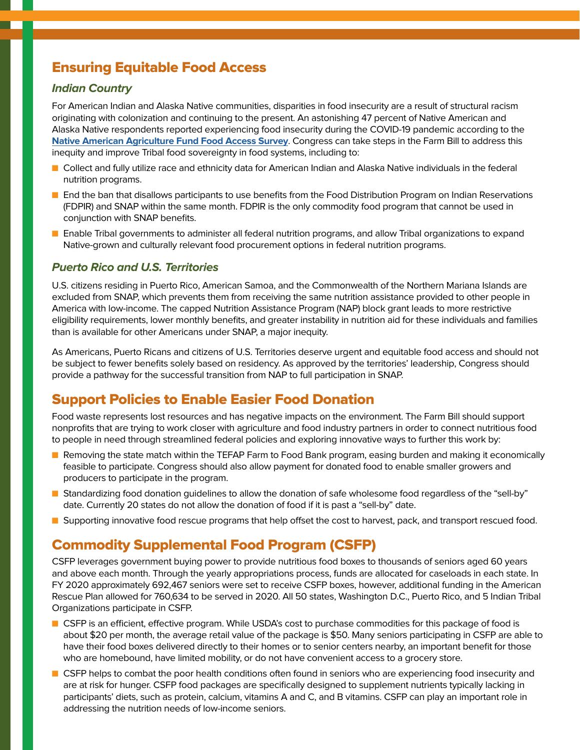## Ensuring Equitable Food Access

### *Indian Country*

For American Indian and Alaska Native communities, disparities in food insecurity are a result of structural racism originating with colonization and continuing to the present. An astonishing 47 percent of Native American and Alaska Native respondents reported experiencing food insecurity during the COVID-19 pandemic according to the **Native American Agriculture Fund Food Access Survey**. Congress can take steps in the Farm Bill to address this inequity and improve Tribal food sovereignty in food systems, including to:

- Collect and fully utilize race and ethnicity data for American Indian and Alaska Native individuals in the federal nutrition programs.
- End the ban that disallows participants to use benefits from the Food Distribution Program on Indian Reservations (FDPIR) and SNAP within the same month. FDPIR is the only commodity food program that cannot be used in conjunction with SNAP benefits.
- Enable Tribal governments to administer all federal nutrition programs, and allow Tribal organizations to expand Native-grown and culturally relevant food procurement options in federal nutrition programs.

### *Puerto Rico and U.S. Territories*

U.S. citizens residing in Puerto Rico, American Samoa, and the Commonwealth of the Northern Mariana Islands are excluded from SNAP, which prevents them from receiving the same nutrition assistance provided to other people in America with low-income. The capped Nutrition Assistance Program (NAP) block grant leads to more restrictive eligibility requirements, lower monthly benefits, and greater instability in nutrition aid for these individuals and families than is available for other Americans under SNAP, a major inequity.

As Americans, Puerto Ricans and citizens of U.S. Territories deserve urgent and equitable food access and should not be subject to fewer benefits solely based on residency. As approved by the territories' leadership, Congress should provide a pathway for the successful transition from NAP to full participation in SNAP.

## Support Policies to Enable Easier Food Donation

Food waste represents lost resources and has negative impacts on the environment. The Farm Bill should support nonprofits that are trying to work closer with agriculture and food industry partners in order to connect nutritious food to people in need through streamlined federal policies and exploring innovative ways to further this work by:

- Removing the state match within the TEFAP Farm to Food Bank program, easing burden and making it economically feasible to participate. Congress should also allow payment for donated food to enable smaller growers and producers to participate in the program.
- Standardizing food donation guidelines to allow the donation of safe wholesome food regardless of the "sell-by" date. Currently 20 states do not allow the donation of food if it is past a "sell-by" date.
- Supporting innovative food rescue programs that help offset the cost to harvest, pack, and transport rescued food.

## Commodity Supplemental Food Program (CSFP)

CSFP leverages government buying power to provide nutritious food boxes to thousands of seniors aged 60 years and above each month. Through the yearly appropriations process, funds are allocated for caseloads in each state. In FY 2020 approximately 692,467 seniors were set to receive CSFP boxes, however, additional funding in the American Rescue Plan allowed for 760,634 to be served in 2020. All 50 states, Washington D.C., Puerto Rico, and 5 Indian Tribal Organizations participate in CSFP.

- CSFP is an efficient, effective program. While USDA's cost to purchase commodities for this package of food is about $20 per month, the average retail value of the package is $50. Many seniors participating in CSFP are able to have their food boxes delivered directly to their homes or to senior centers nearby, an important benefit for those who are homebound, have limited mobility, or do not have convenient access to a grocery store.
- CSFP helps to combat the poor health conditions often found in seniors who are experiencing food insecurity and are at risk for hunger. CSFP food packages are specifically designed to supplement nutrients typically lacking in participants' diets, such as protein, calcium, vitamins A and C, and B vitamins. CSFP can play an important role in addressing the nutrition needs of low-income seniors.